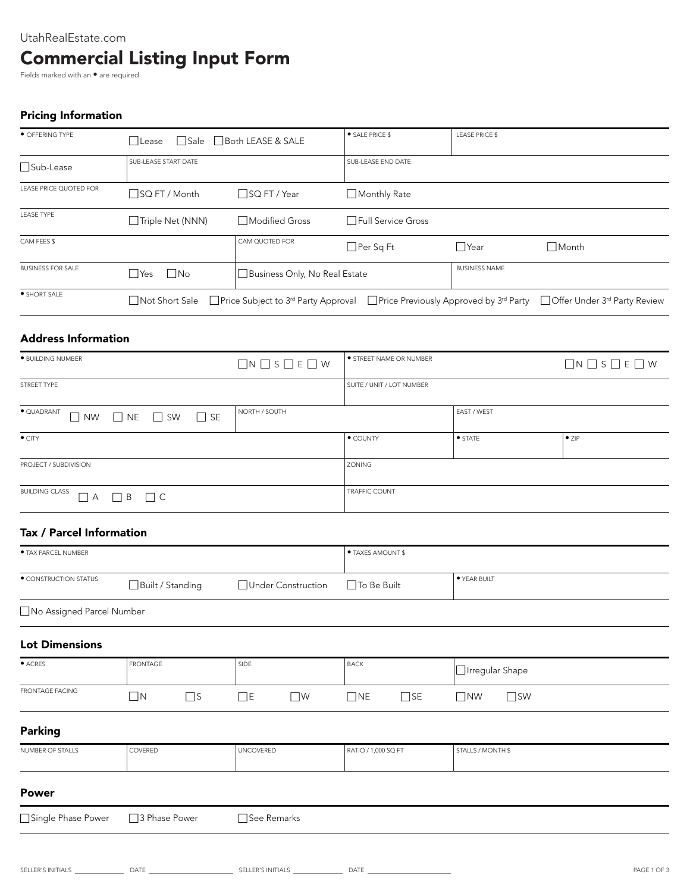UtahRealEstate.com

# Commercial Listing Input Form

Fields marked with an • are required

## Pricing Information

| | | | | | |
|---|---|---|---|---|---|
| • OFFERING TYPE | ☐ Lease ☐ Sale ☐ Both LEASE & SALE | | • SALE PRICE $ | LEASE PRICE $ | |
| ☐ Sub-Lease | SUB-LEASE START DATE | | SUB-LEASE END DATE | | |
| LEASE PRICE QUOTED FOR | ☐ SQ FT / Month | ☐ SQ FT / Year | ☐ Monthly Rate | | |
| LEASE TYPE | ☐ Triple Net (NNN) | ☐ Modified Gross | ☐ Full Service Gross | | |
| CAM FEES $ | | CAM QUOTED FOR | ☐ Per Sq Ft | ☐ Year | ☐ Month |
| BUSINESS FOR SALE | ☐ Yes ☐ No | ☐ Business Only, No Real Estate | | BUSINESS NAME | |
| • SHORT SALE | ☐ Not Short Sale ☐ Price Subject to 3rd Party Approval ☐ Price Previously Approved by 3rd Party ☐ Offer Under 3rd Party Review | | | | |

## Address Information

| | | | |
|---|---|---|---|
| • BUILDING NUMBER ☐ N ☐ S ☐ E ☐ W | | • STREET NAME OR NUMBER ☐ N ☐ S ☐ E ☐ W | |
| STREET TYPE | | SUITE / UNIT / LOT NUMBER | |
| • QUADRANT ☐ NW ☐ NE ☐ SW ☐ SE | NORTH / SOUTH | | EAST / WEST |
| • CITY | | • COUNTY | • STATE / • ZIP |
| PROJECT / SUBDIVISION | | ZONING | |
| BUILDING CLASS ☐ A ☐ B ☐ C | | TRAFFIC COUNT | |

## Tax / Parcel Information

| | | | |
|---|---|---|---|
| • TAX PARCEL NUMBER | | • TAXES AMOUNT $ | |
| • CONSTRUCTION STATUS | ☐ Built / Standing ☐ Under Construction | ☐ To Be Built | • YEAR BUILT |
| ☐ No Assigned Parcel Number | | | |

## Lot Dimensions

| | | | | |
|---|---|---|---|---|
| • ACRES | FRONTAGE | SIDE | BACK | ☐ Irregular Shape |
| FRONTAGE FACING | ☐ N ☐ S | ☐ E ☐ W | ☐ NE ☐ SE | ☐ NW ☐ SW |

## Parking

| NUMBER OF STALLS | COVERED | UNCOVERED | RATIO / 1,000 SQ FT | STALLS / MONTH $ |
|---|---|---|---|---|
| | | | | |

## Power

☐ Single Phase Power ☐ 3 Phase Power ☐ See Remarks

SELLER'S INITIALS ______ DATE ______ SELLER'S INITIALS ______ DATE ______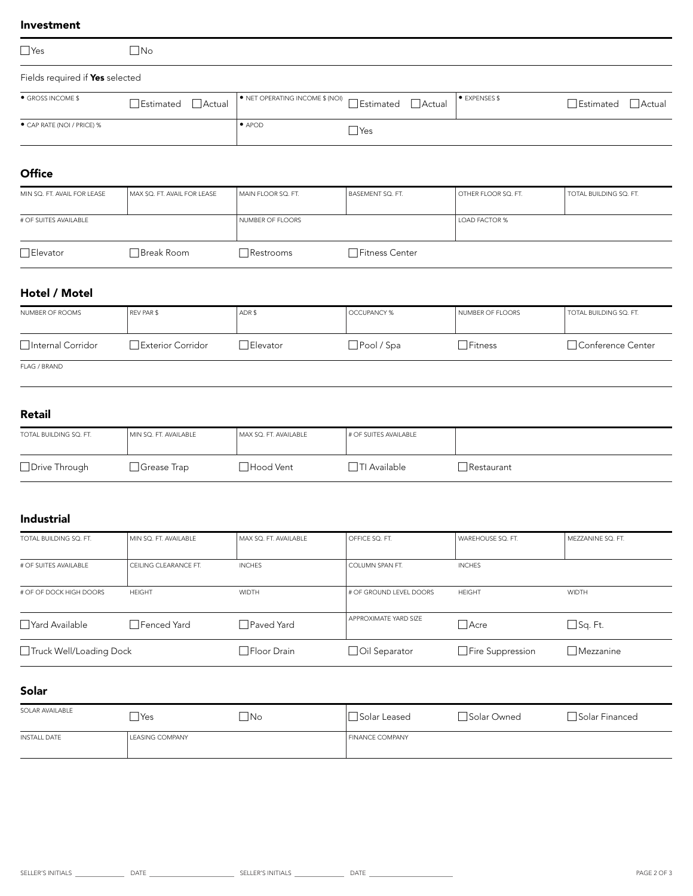## Investment

| ☐ Yes | ☐ No |
|---|---|

Fields required if **Yes** selected

| • GROSS INCOME $ | ☐ Estimated ☐ Actual | • NET OPERATING INCOME $ (NOI) | ☐ Estimated ☐ Actual | • EXPENSES $ | ☐ Estimated ☐ Actual |
|---|---|---|---|---|---|
| • CAP RATE (NOI / PRICE) % | | • APOD | ☐ Yes | | |

## Office

| MIN SQ. FT. AVAIL FOR LEASE | MAX SQ. FT. AVAIL FOR LEASE | MAIN FLOOR SQ. FT. | BASEMENT SQ. FT. | OTHER FLOOR SQ. FT. | TOTAL BUILDING SQ. FT. |
|---|---|---|---|---|---|
| # OF SUITES AVAILABLE | | NUMBER OF FLOORS | | LOAD FACTOR % | |
| ☐ Elevator | ☐ Break Room | ☐ Restrooms | ☐ Fitness Center | | |

## Hotel / Motel

| NUMBER OF ROOMS | REV PAR $ | ADR $ | OCCUPANCY % | NUMBER OF FLOORS | TOTAL BUILDING SQ. FT. |
|---|---|---|---|---|---|
| ☐ Internal Corridor | ☐ Exterior Corridor | ☐ Elevator | ☐ Pool / Spa | ☐ Fitness | ☐ Conference Center |
| FLAG / BRAND | | | | | |

## Retail

| TOTAL BUILDING SQ. FT. | MIN SQ. FT. AVAILABLE | MAX SQ. FT. AVAILABLE | # OF SUITES AVAILABLE | |
|---|---|---|---|---|
| ☐ Drive Through | ☐ Grease Trap | ☐ Hood Vent | ☐ TI Available | ☐ Restaurant |

## Industrial

| TOTAL BUILDING SQ. FT. | MIN SQ. FT. AVAILABLE | MAX SQ. FT. AVAILABLE | OFFICE SQ. FT. | WAREHOUSE SQ. FT. | MEZZANINE SQ. FT. |
|---|---|---|---|---|---|
| # OF SUITES AVAILABLE | CEILING CLEARANCE FT. | INCHES | COLUMN SPAN FT. | INCHES | |
| # OF OF DOCK HIGH DOORS | HEIGHT | WIDTH | # OF GROUND LEVEL DOORS | HEIGHT | WIDTH |
| ☐ Yard Available | ☐ Fenced Yard | ☐ Paved Yard | APPROXIMATE YARD SIZE | ☐ Acre | ☐ Sq. Ft. |
| ☐ Truck Well/Loading Dock | | ☐ Floor Drain | ☐ Oil Separator | ☐ Fire Suppression | ☐ Mezzanine |

## Solar

| SOLAR AVAILABLE | ☐ Yes | ☐ No | ☐ Solar Leased | ☐ Solar Owned | ☐ Solar Financed |
|---|---|---|---|---|---|
| INSTALL DATE | LEASING COMPANY | | FINANCE COMPANY | | |

SELLER'S INITIALS ____________ DATE ____________________ SELLER'S INITIALS ____________ DATE ____________________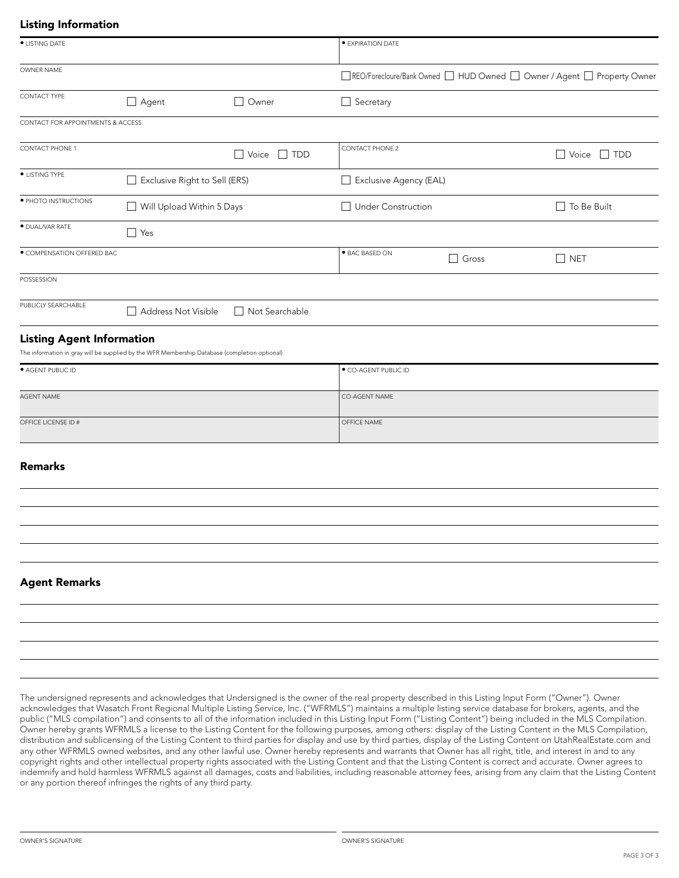## Listing Information

| | | | |
|---|---|---|---|
| • LISTING DATE | | • EXPIRATION DATE | |
| OWNER NAME | | ☐ REO/Forecloure/Bank Owned ☐ HUD Owned ☐ Owner / Agent ☐ Property Owner | |
| CONTACT TYPE | ☐ Agent ☐ Owner | ☐ Secretary | |
| CONTACT FOR APPOINTMENTS & ACCESS | | | |
| CONTACT PHONE 1 | ☐ Voice ☐ TDD | CONTACT PHONE 2 | ☐ Voice ☐ TDD |
| • LISTING TYPE | ☐ Exclusive Right to Sell (ERS) | ☐ Exclusive Agency (EAL) | |
| • PHOTO INSTRUCTIONS | ☐ Will Upload Within 5 Days | ☐ Under Construction | ☐ To Be Built |
| • DUAL/VAR RATE | ☐ Yes | | |
| • COMPENSATION OFFERED BAC | | • BAC BASED ON ☐ Gross | ☐ NET |
| POSSESSION | | | |
| PUBLICLY SEARCHABLE | ☐ Address Not Visible ☐ Not Searchable | | |

## Listing Agent Information

The information in gray will be supplied by the WFR Membership Database (completion optional)

| | |
|---|---|
| • AGENT PUBLIC ID | • CO-AGENT PUBLIC ID |
| AGENT NAME | CO-AGENT NAME |
| OFFICE LICENSE ID # | OFFICE NAME |

## Remarks

## Agent Remarks

The undersigned represents and acknowledges that Undersigned is the owner of the real property described in this Listing Input Form ("Owner"). Owner acknowledges that Wasatch Front Regional Multiple Listing Service, Inc. ("WFRMLS") maintains a multiple listing service database for brokers, agents, and the public ("MLS compilation") and consents to all of the information included in this Listing Input Form ("Listing Content") being included in the MLS Compilation. Owner hereby grants WFRMLS a license to the Listing Content for the following purposes, among others: display of the Listing Content in the MLS Compilation, distribution and sublicensing of the Listing Content to third parties for display and use by third parties, display of the Listing Content on UtahRealEstate.com and any other WFRMLS owned websites, and any other lawful use. Owner hereby represents and warrants that Owner has all right, title, and interest in and to any copyright rights and other intellectual property rights associated with the Listing Content and that the Listing Content is correct and accurate. Owner agrees to indemnify and hold harmless WFRMLS against all damages, costs and liabilities, including reasonable attorney fees, arising from any claim that the Listing Content or any portion thereof infringes the rights of any third party.

OWNER'S SIGNATURE

OWNER'S SIGNATURE